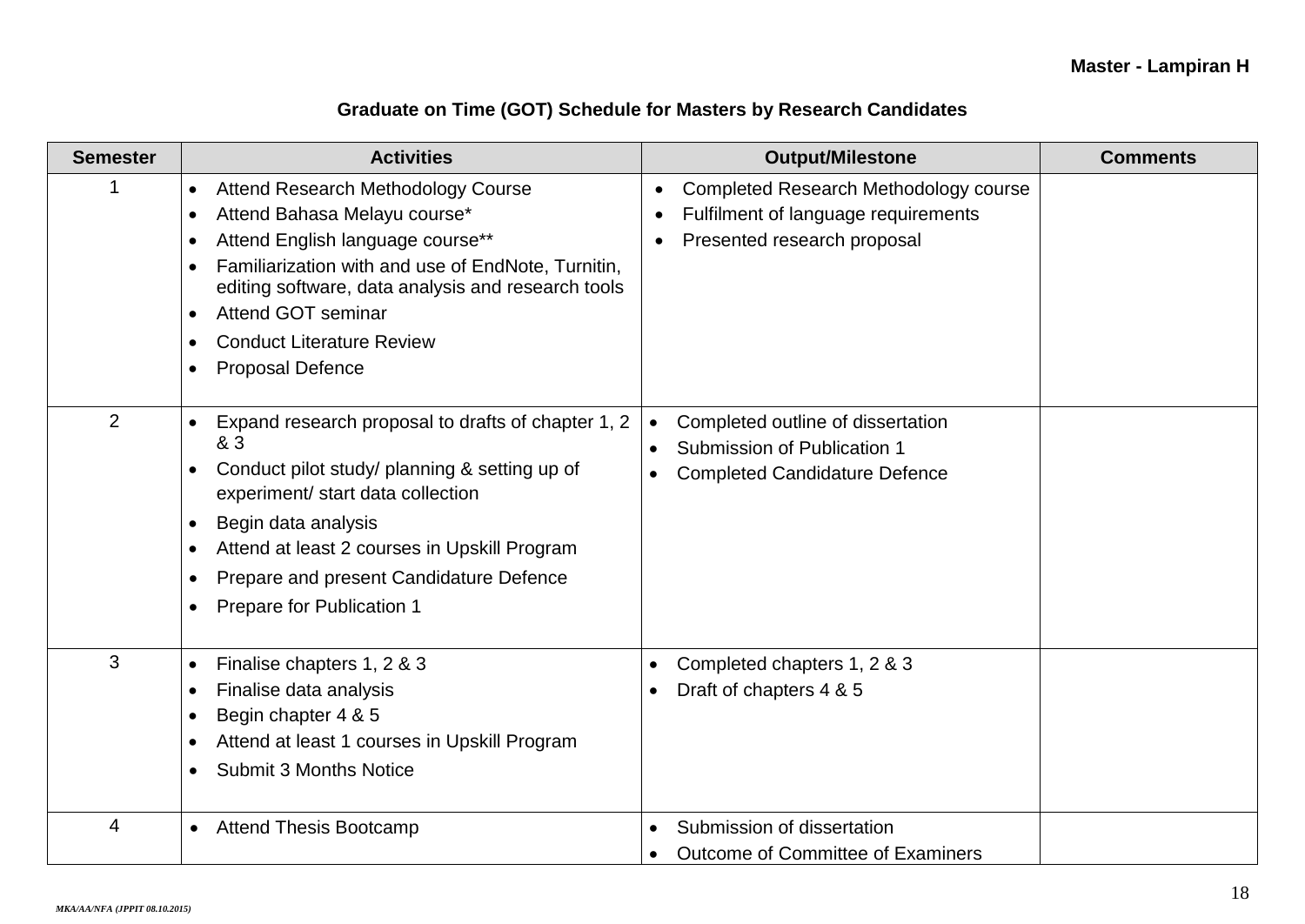**Master - Lampiran H**

**Graduate on Time (GOT) Schedule for Masters by Research Candidates**

| Semester | Activities | Output/Milestone | Comments |
|---|---|---|---|
| 1 | • Attend Research Methodology Course<br>• Attend Bahasa Melayu course*<br>• Attend English language course**<br>• Familiarization with and use of EndNote, Turnitin, editing software, data analysis and research tools<br>• Attend GOT seminar<br>• Conduct Literature Review<br>• Proposal Defence | • Completed Research Methodology course<br>• Fulfilment of language requirements<br>• Presented research proposal | |
| 2 | • Expand research proposal to drafts of chapter 1, 2 & 3<br>• Conduct pilot study/ planning & setting up of experiment/ start data collection<br>• Begin data analysis<br>• Attend at least 2 courses in Upskill Program<br>• Prepare and present Candidature Defence<br>• Prepare for Publication 1 | • Completed outline of dissertation<br>• Submission of Publication 1<br>• Completed Candidature Defence | |
| 3 | • Finalise chapters 1, 2 & 3<br>• Finalise data analysis<br>• Begin chapter 4 & 5<br>• Attend at least 1 courses in Upskill Program<br>• Submit 3 Months Notice | • Completed chapters 1, 2 & 3<br>• Draft of chapters 4 & 5 | |
| 4 | • Attend Thesis Bootcamp | • Submission of dissertation<br>• Outcome of Committee of Examiners | |

*MKA/AA/NFA (JPPIT 08.10.2015)*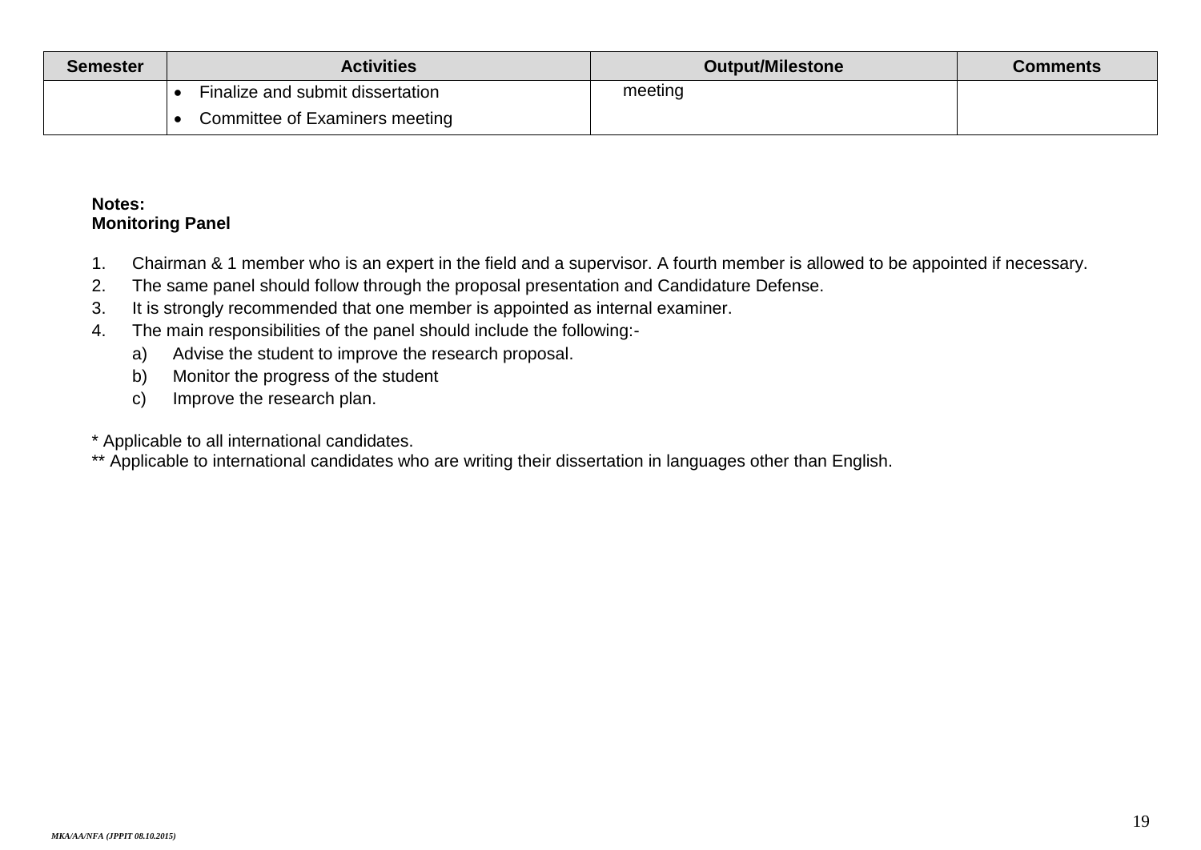| Semester | Activities | Output/Milestone | Comments |
|---|---|---|---|
| | • Finalize and submit dissertation<br>• Committee of Examiners meeting | meeting | |

**Notes:**
**Monitoring Panel**

1. Chairman & 1 member who is an expert in the field and a supervisor. A fourth member is allowed to be appointed if necessary.
2. The same panel should follow through the proposal presentation and Candidature Defense.
3. It is strongly recommended that one member is appointed as internal examiner.
4. The main responsibilities of the panel should include the following:-
   a) Advise the student to improve the research proposal.
   b) Monitor the progress of the student
   c) Improve the research plan.

* Applicable to all international candidates.
** Applicable to international candidates who are writing their dissertation in languages other than English.

*MKA/AA/NFA (JPPIT 08.10.2015)*